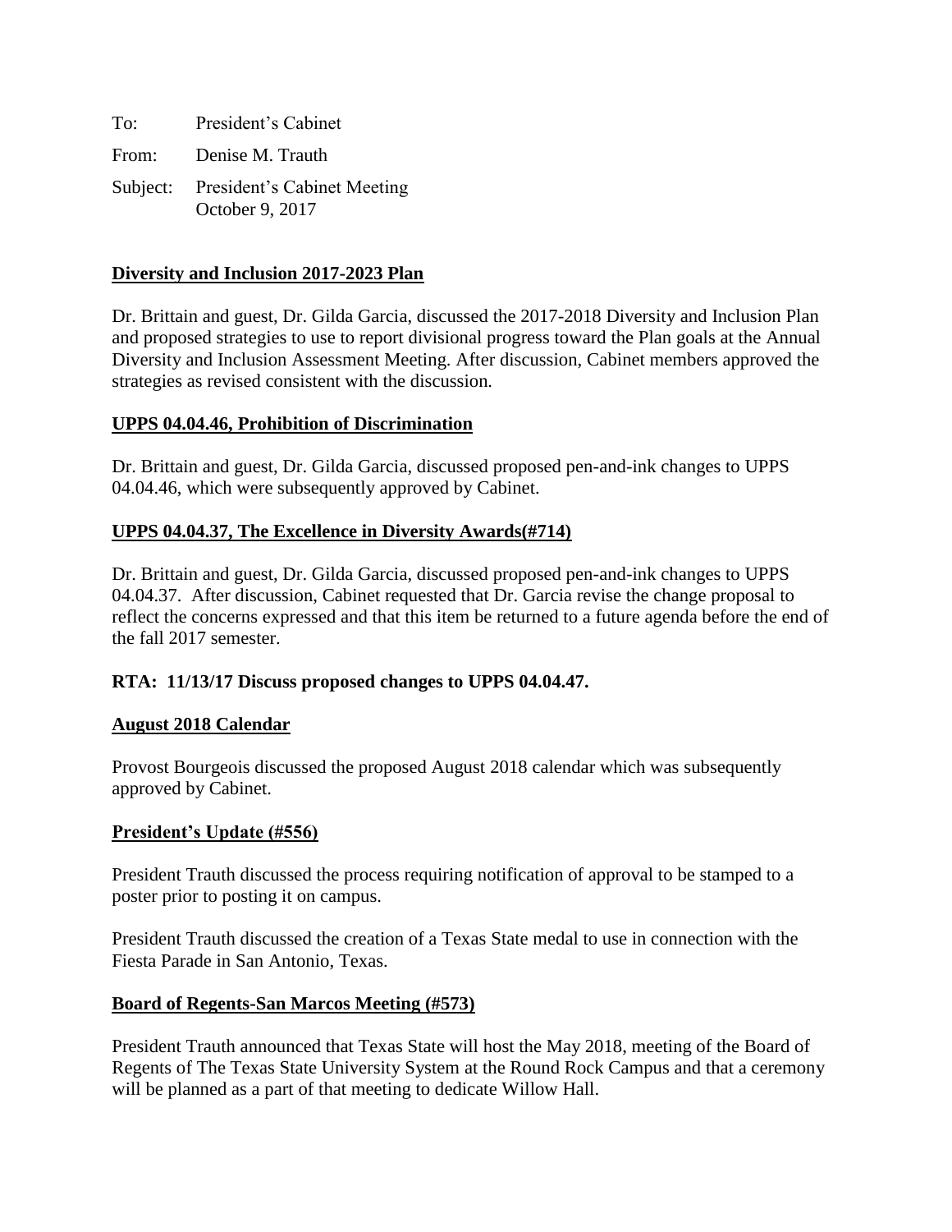To: President's Cabinet

From: Denise M. Trauth

Subject: President's Cabinet Meeting
October 9, 2017

**Diversity and Inclusion 2017-2023 Plan**

Dr. Brittain and guest, Dr. Gilda Garcia, discussed the 2017-2018 Diversity and Inclusion Plan and proposed strategies to use to report divisional progress toward the Plan goals at the Annual Diversity and Inclusion Assessment Meeting. After discussion, Cabinet members approved the strategies as revised consistent with the discussion.

**UPPS 04.04.46, Prohibition of Discrimination**

Dr. Brittain and guest, Dr. Gilda Garcia, discussed proposed pen-and-ink changes to UPPS 04.04.46, which were subsequently approved by Cabinet.

**UPPS 04.04.37, The Excellence in Diversity Awards(#714)**

Dr. Brittain and guest, Dr. Gilda Garcia, discussed proposed pen-and-ink changes to UPPS 04.04.37. After discussion, Cabinet requested that Dr. Garcia revise the change proposal to reflect the concerns expressed and that this item be returned to a future agenda before the end of the fall 2017 semester.

**RTA: 11/13/17 Discuss proposed changes to UPPS 04.04.47.**

**August 2018 Calendar**

Provost Bourgeois discussed the proposed August 2018 calendar which was subsequently approved by Cabinet.

**President's Update (#556)**

President Trauth discussed the process requiring notification of approval to be stamped to a poster prior to posting it on campus.

President Trauth discussed the creation of a Texas State medal to use in connection with the Fiesta Parade in San Antonio, Texas.

**Board of Regents-San Marcos Meeting (#573)**

President Trauth announced that Texas State will host the May 2018, meeting of the Board of Regents of The Texas State University System at the Round Rock Campus and that a ceremony will be planned as a part of that meeting to dedicate Willow Hall.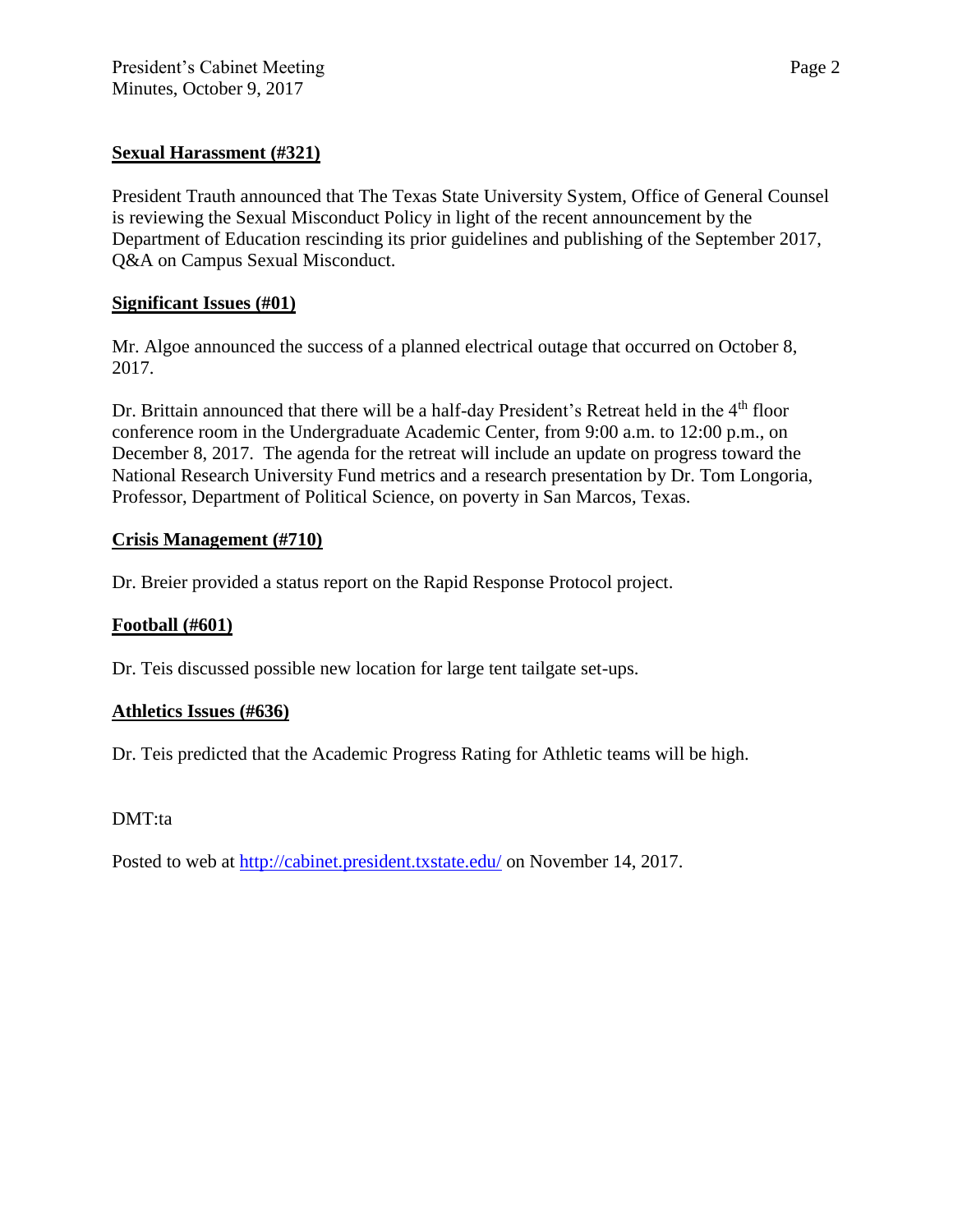**Sexual Harassment (#321)**

President Trauth announced that The Texas State University System, Office of General Counsel is reviewing the Sexual Misconduct Policy in light of the recent announcement by the Department of Education rescinding its prior guidelines and publishing of the September 2017, Q&A on Campus Sexual Misconduct.

**Significant Issues (#01)**

Mr. Algoe announced the success of a planned electrical outage that occurred on October 8, 2017.

Dr. Brittain announced that there will be a half-day President's Retreat held in the 4th floor conference room in the Undergraduate Academic Center, from 9:00 a.m. to 12:00 p.m., on December 8, 2017. The agenda for the retreat will include an update on progress toward the National Research University Fund metrics and a research presentation by Dr. Tom Longoria, Professor, Department of Political Science, on poverty in San Marcos, Texas.

**Crisis Management (#710)**

Dr. Breier provided a status report on the Rapid Response Protocol project.

**Football (#601)**

Dr. Teis discussed possible new location for large tent tailgate set-ups.

**Athletics Issues (#636)**

Dr. Teis predicted that the Academic Progress Rating for Athletic teams will be high.

DMT:ta

Posted to web at http://cabinet.president.txstate.edu/ on November 14, 2017.